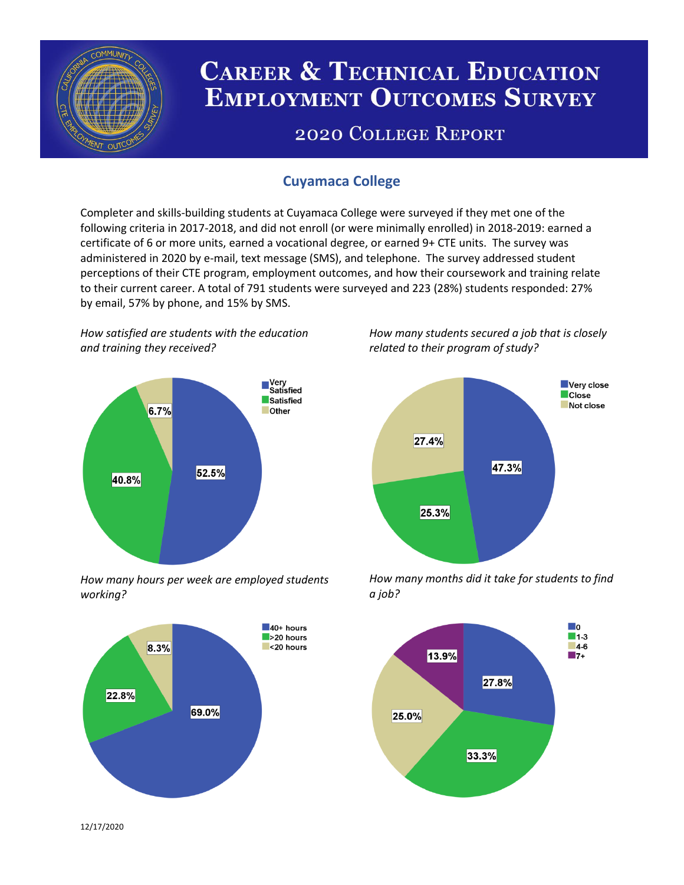# Career & Technical Education Employment Outcomes Survey

## 2020 College Report

### Cuyamaca College

Completer and skills-building students at Cuyamaca College were surveyed if they met one of the following criteria in 2017-2018, and did not enroll (or were minimally enrolled) in 2018-2019: earned a certificate of 6 or more units, earned a vocational degree, or earned 9+ CTE units. The survey was administered in 2020 by e-mail, text message (SMS), and telephone. The survey addressed student perceptions of their CTE program, employment outcomes, and how their coursework and training relate to their current career. A total of 791 students were surveyed and 223 (28%) students responded: 27% by email, 57% by phone, and 15% by SMS.

*How satisfied are students with the education and training they received?*

| Response | Percent |
|---|---|
| Very Satisfied | 52.5% |
| Satisfied | 40.8% |
| Other | 6.7% |

*How many students secured a job that is closely related to their program of study?*

| Response | Percent |
|---|---|
| Very close | 47.3% |
| Close | 25.3% |
| Not close | 27.4% |

*How many hours per week are employed students working?*

| Response | Percent |
|---|---|
| 40+ hours | 69.0% |
| >20 hours | 22.8% |
| <20 hours | 8.3% |

*How many months did it take for students to find a job?*

| Months | Percent |
|---|---|
| 0 | 27.8% |
| 1-3 | 33.3% |
| 4-6 | 25.0% |
| 7+ | 13.9% |

12/17/2020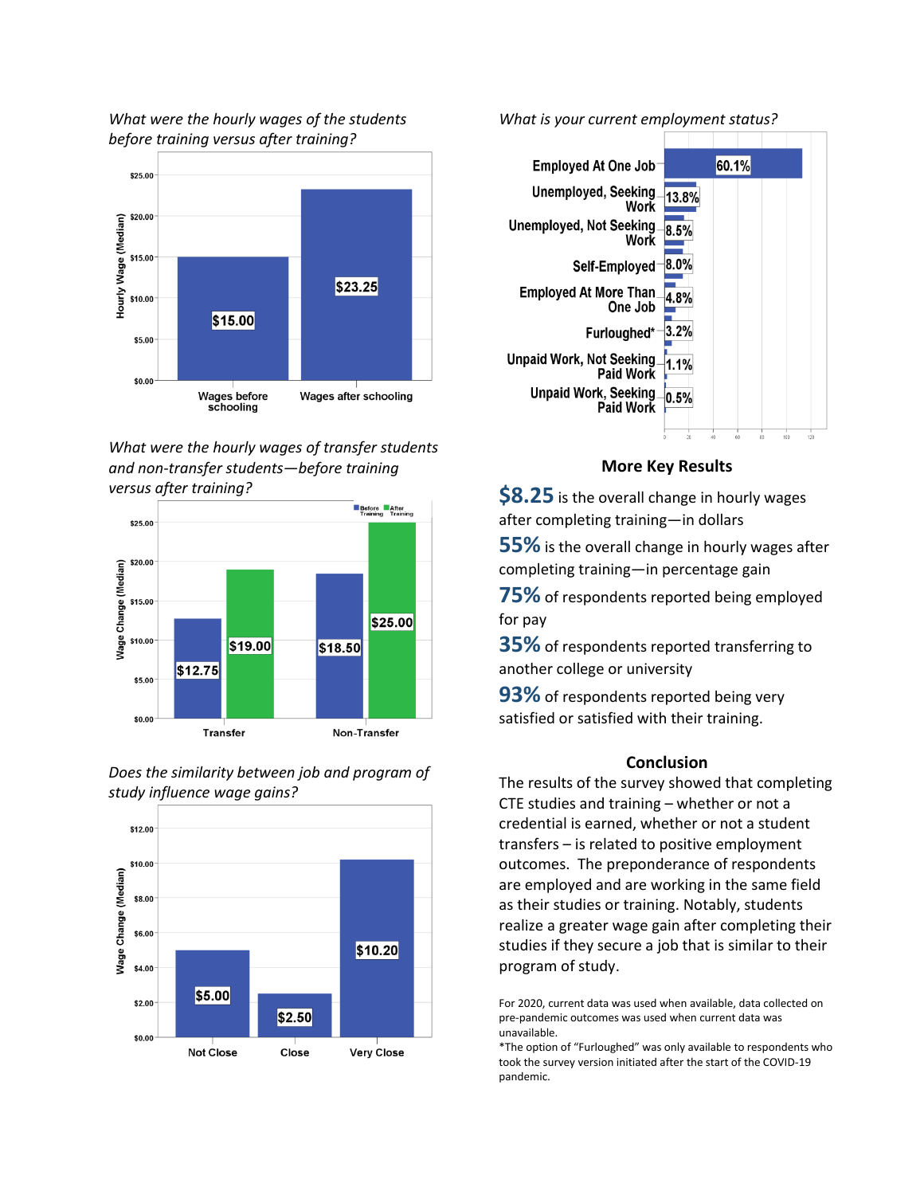*What were the hourly wages of the students before training versus after training?*

Hourly Wage (Median)

$25.00
$20.00
$15.00
$10.00
$5.00
$0.00

$15.00
$23.25

Wages before schooling
Wages after schooling

*What were the hourly wages of transfer students and non-transfer students—before training versus after training?*

Before Training
After Training

Wage Change (Median)

$25.00
$20.00
$15.00
$10.00
$5.00
$0.00

$12.75
$19.00
$18.50
$25.00

Transfer
Non-Transfer

*Does the similarity between job and program of study influence wage gains?*

Wage Change (Median)

$12.00
$10.00
$8.00
$6.00
$4.00
$2.00
$0.00

$5.00
$2.50
$10.20

Not Close
Close
Very Close

*What is your current employment status?*

Employed At One Job 60.1%
Unemployed, Seeking Work 13.8%
Unemployed, Not Seeking Work 8.5%
Self-Employed 8.0%
Employed At More Than One Job 4.8%
Furloughed* 3.2%
Unpaid Work, Not Seeking Paid Work 1.1%
Unpaid Work, Seeking Paid Work 0.5%

0 20 40 60 80 100 120

## More Key Results

**$8.25** is the overall change in hourly wages after completing training—in dollars

**55%** is the overall change in hourly wages after completing training—in percentage gain

**75%** of respondents reported being employed for pay

**35%** of respondents reported transferring to another college or university

**93%** of respondents reported being very satisfied or satisfied with their training.

## Conclusion

The results of the survey showed that completing CTE studies and training – whether or not a credential is earned, whether or not a student transfers – is related to positive employment outcomes. The preponderance of respondents are employed and are working in the same field as their studies or training. Notably, students realize a greater wage gain after completing their studies if they secure a job that is similar to their program of study.

For 2020, current data was used when available, data collected on pre-pandemic outcomes was used when current data was unavailable.
*The option of "Furloughed" was only available to respondents who took the survey version initiated after the start of the COVID-19 pandemic.